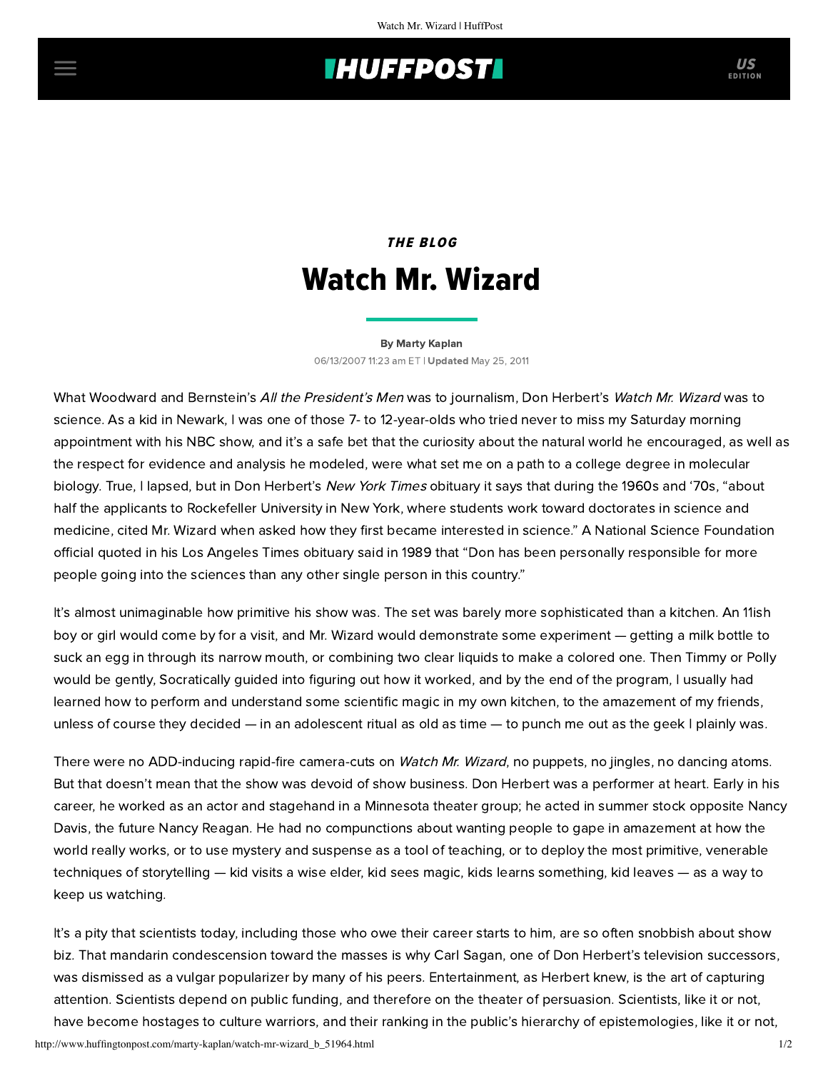*THE BLOG*

# Watch Mr. Wizard

By Marty Kaplan

06/13/2007 11:23 am ET | **Updated** May 25, 2011

What Woodward and Bernstein's *All the President's Men* was to journalism, Don Herbert's *Watch Mr. Wizard* was to science. As a kid in Newark, I was one of those 7- to 12-year-olds who tried never to miss my Saturday morning appointment with his NBC show, and it's a safe bet that the curiosity about the natural world he encouraged, as well as the respect for evidence and analysis he modeled, were what set me on a path to a college degree in molecular biology. True, I lapsed, but in Don Herbert's *New York Times* obituary it says that during the 1960s and '70s, "about half the applicants to Rockefeller University in New York, where students work toward doctorates in science and medicine, cited Mr. Wizard when asked how they first became interested in science." A National Science Foundation official quoted in his Los Angeles Times obituary said in 1989 that "Don has been personally responsible for more people going into the sciences than any other single person in this country."

It's almost unimaginable how primitive his show was. The set was barely more sophisticated than a kitchen. An 11ish boy or girl would come by for a visit, and Mr. Wizard would demonstrate some experiment — getting a milk bottle to suck an egg in through its narrow mouth, or combining two clear liquids to make a colored one. Then Timmy or Polly would be gently, Socratically guided into figuring out how it worked, and by the end of the program, I usually had learned how to perform and understand some scientific magic in my own kitchen, to the amazement of my friends, unless of course they decided — in an adolescent ritual as old as time — to punch me out as the geek I plainly was.

There were no ADD-inducing rapid-fire camera-cuts on *Watch Mr. Wizard*, no puppets, no jingles, no dancing atoms. But that doesn't mean that the show was devoid of show business. Don Herbert was a performer at heart. Early in his career, he worked as an actor and stagehand in a Minnesota theater group; he acted in summer stock opposite Nancy Davis, the future Nancy Reagan. He had no compunctions about wanting people to gape in amazement at how the world really works, or to use mystery and suspense as a tool of teaching, or to deploy the most primitive, venerable techniques of storytelling — kid visits a wise elder, kid sees magic, kids learns something, kid leaves — as a way to keep us watching.

It's a pity that scientists today, including those who owe their career starts to him, are so often snobbish about show biz. That mandarin condescension toward the masses is why Carl Sagan, one of Don Herbert's television successors, was dismissed as a vulgar popularizer by many of his peers. Entertainment, as Herbert knew, is the art of capturing attention. Scientists depend on public funding, and therefore on the theater of persuasion. Scientists, like it or not, have become hostages to culture warriors, and their ranking in the public's hierarchy of epistemologies, like it or not,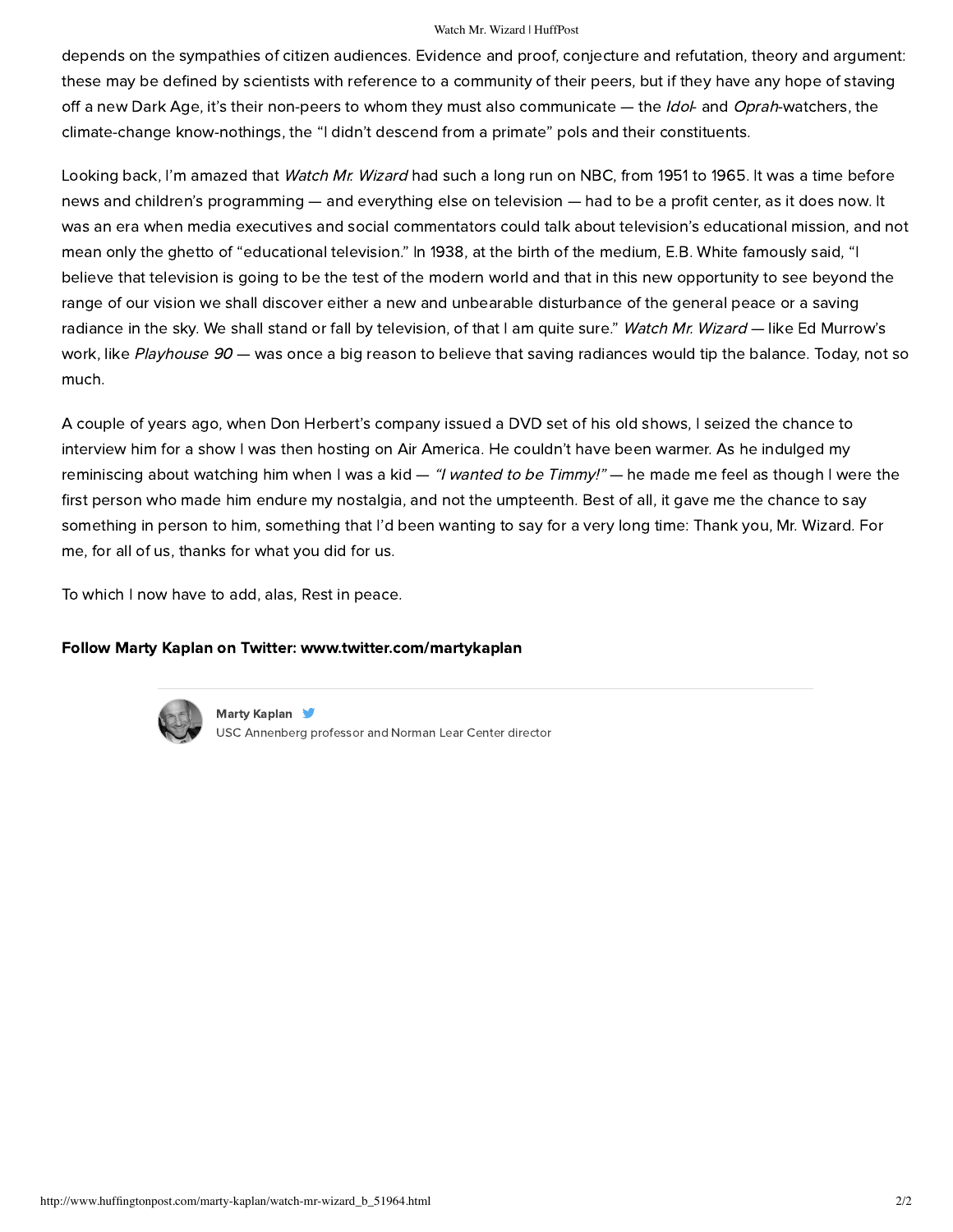depends on the sympathies of citizen audiences. Evidence and proof, conjecture and refutation, theory and argument: these may be defined by scientists with reference to a community of their peers, but if they have any hope of staving off a new Dark Age, it's their non-peers to whom they must also communicate — the *Idol*- and *Oprah*-watchers, the climate-change know-nothings, the "I didn't descend from a primate" pols and their constituents.

Looking back, I'm amazed that *Watch Mr. Wizard* had such a long run on NBC, from 1951 to 1965. It was a time before news and children's programming — and everything else on television — had to be a profit center, as it does now. It was an era when media executives and social commentators could talk about television's educational mission, and not mean only the ghetto of "educational television." In 1938, at the birth of the medium, E.B. White famously said, "I believe that television is going to be the test of the modern world and that in this new opportunity to see beyond the range of our vision we shall discover either a new and unbearable disturbance of the general peace or a saving radiance in the sky. We shall stand or fall by television, of that I am quite sure." *Watch Mr. Wizard* — like Ed Murrow's work, like *Playhouse 90* — was once a big reason to believe that saving radiances would tip the balance. Today, not so much.

A couple of years ago, when Don Herbert's company issued a DVD set of his old shows, I seized the chance to interview him for a show I was then hosting on Air America. He couldn't have been warmer. As he indulged my reminiscing about watching him when I was a kid — *"I wanted to be Timmy!"* — he made me feel as though I were the first person who made him endure my nostalgia, and not the umpteenth. Best of all, it gave me the chance to say something in person to him, something that I'd been wanting to say for a very long time: Thank you, Mr. Wizard. For me, for all of us, thanks for what you did for us.

To which I now have to add, alas, Rest in peace.

**Follow Marty Kaplan on Twitter: www.twitter.com/martykaplan**

**Marty Kaplan**
USC Annenberg professor and Norman Lear Center director